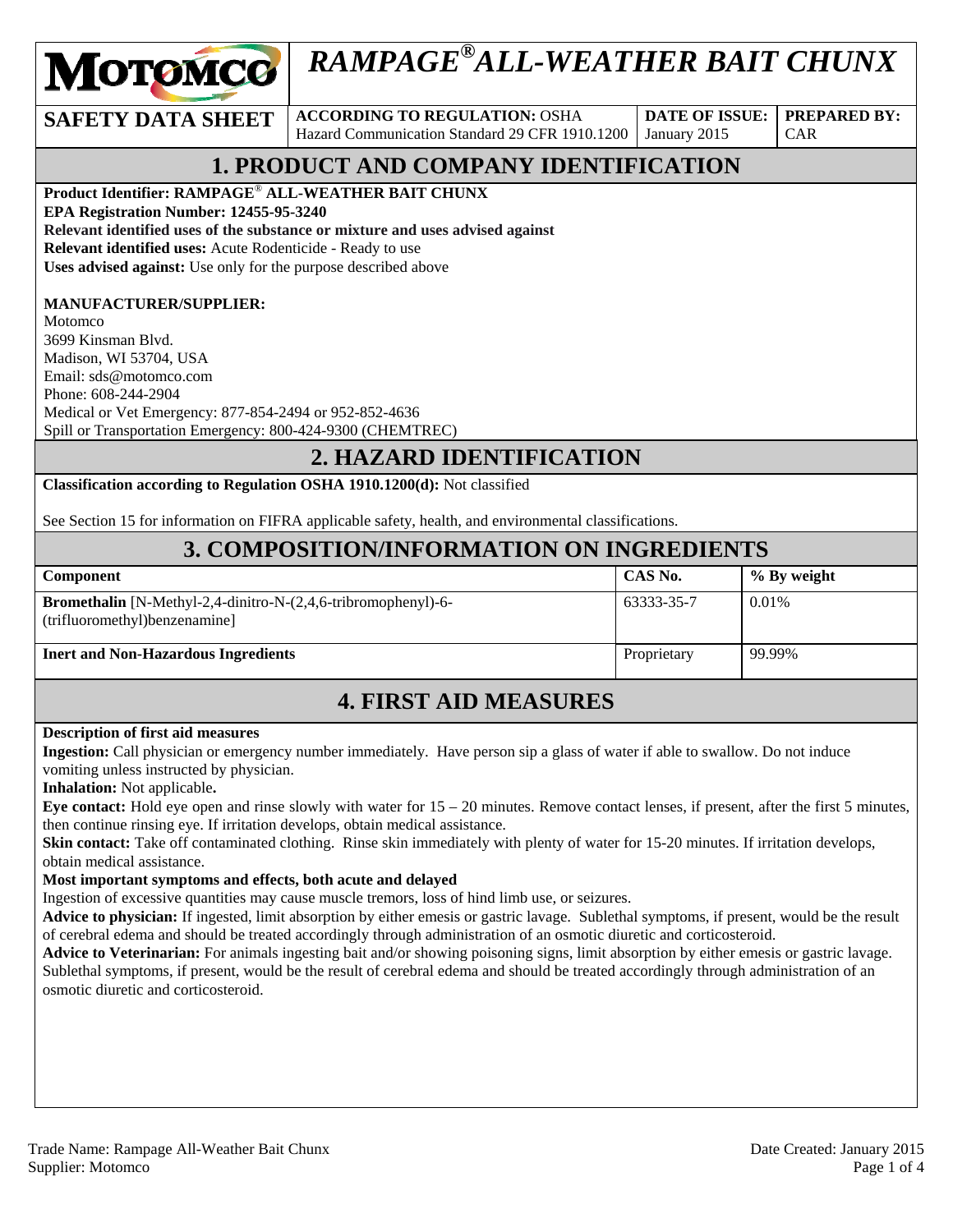# RAMPAGE® ALL-WEATHER BAIT CHUNX

| SAFETY DATA SHEET | ACCORDING TO REGULATION: OSHA Hazard Communication Standard 29 CFR 1910.1200 | DATE OF ISSUE: January 2015 | PREPARED BY: CAR |
|---|---|---|---|

## 1. PRODUCT AND COMPANY IDENTIFICATION

**Product Identifier: RAMPAGE® ALL-WEATHER BAIT CHUNX**
**EPA Registration Number: 12455-95-3240**
**Relevant identified uses of the substance or mixture and uses advised against**
**Relevant identified uses:** Acute Rodenticide - Ready to use
**Uses advised against:** Use only for the purpose described above

**MANUFACTURER/SUPPLIER:**
Motomco
3699 Kinsman Blvd.
Madison, WI 53704, USA
Email: sds@motomco.com
Phone: 608-244-2904
Medical or Vet Emergency: 877-854-2494 or 952-852-4636
Spill or Transportation Emergency: 800-424-9300 (CHEMTREC)

## 2. HAZARD IDENTIFICATION

**Classification according to Regulation OSHA 1910.1200(d):** Not classified

See Section 15 for information on FIFRA applicable safety, health, and environmental classifications.

## 3. COMPOSITION/INFORMATION ON INGREDIENTS

| Component | CAS No. | % By weight |
|---|---|---|
| **Bromethalin** [N-Methyl-2,4-dinitro-N-(2,4,6-tribromophenyl)-6-(trifluoromethyl)benzenamine] | 63333-35-7 | 0.01% |
| **Inert and Non-Hazardous Ingredients** | Proprietary | 99.99% |

## 4. FIRST AID MEASURES

**Description of first aid measures**
**Ingestion:** Call physician or emergency number immediately. Have person sip a glass of water if able to swallow. Do not induce vomiting unless instructed by physician.
**Inhalation:** Not applicable**.**
**Eye contact:** Hold eye open and rinse slowly with water for 15 – 20 minutes. Remove contact lenses, if present, after the first 5 minutes, then continue rinsing eye. If irritation develops, obtain medical assistance.
**Skin contact:** Take off contaminated clothing. Rinse skin immediately with plenty of water for 15-20 minutes. If irritation develops, obtain medical assistance.
**Most important symptoms and effects, both acute and delayed**
Ingestion of excessive quantities may cause muscle tremors, loss of hind limb use, or seizures.
**Advice to physician:** If ingested, limit absorption by either emesis or gastric lavage. Sublethal symptoms, if present, would be the result of cerebral edema and should be treated accordingly through administration of an osmotic diuretic and corticosteroid.
**Advice to Veterinarian:** For animals ingesting bait and/or showing poisoning signs, limit absorption by either emesis or gastric lavage. Sublethal symptoms, if present, would be the result of cerebral edema and should be treated accordingly through administration of an osmotic diuretic and corticosteroid.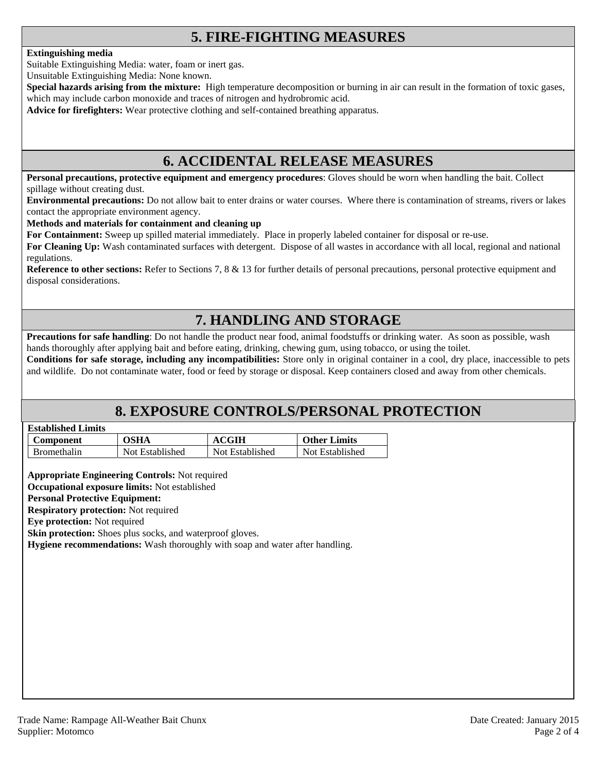## 5. FIRE-FIGHTING MEASURES

**Extinguishing media**

Suitable Extinguishing Media: water, foam or inert gas.

Unsuitable Extinguishing Media: None known.

**Special hazards arising from the mixture:** High temperature decomposition or burning in air can result in the formation of toxic gases, which may include carbon monoxide and traces of nitrogen and hydrobromic acid.

**Advice for firefighters:** Wear protective clothing and self-contained breathing apparatus.

## 6. ACCIDENTAL RELEASE MEASURES

**Personal precautions, protective equipment and emergency procedures**: Gloves should be worn when handling the bait. Collect spillage without creating dust.

**Environmental precautions:** Do not allow bait to enter drains or water courses. Where there is contamination of streams, rivers or lakes contact the appropriate environment agency.

**Methods and materials for containment and cleaning up**

**For Containment:** Sweep up spilled material immediately. Place in properly labeled container for disposal or re-use.

**For Cleaning Up:** Wash contaminated surfaces with detergent. Dispose of all wastes in accordance with all local, regional and national regulations.

**Reference to other sections:** Refer to Sections 7, 8 & 13 for further details of personal precautions, personal protective equipment and disposal considerations.

## 7. HANDLING AND STORAGE

**Precautions for safe handling**: Do not handle the product near food, animal foodstuffs or drinking water. As soon as possible, wash hands thoroughly after applying bait and before eating, drinking, chewing gum, using tobacco, or using the toilet.

**Conditions for safe storage, including any incompatibilities:** Store only in original container in a cool, dry place, inaccessible to pets and wildlife. Do not contaminate water, food or feed by storage or disposal. Keep containers closed and away from other chemicals.

## 8. EXPOSURE CONTROLS/PERSONAL PROTECTION

**Established Limits**

| Component | OSHA | ACGIH | Other Limits |
|---|---|---|---|
| Bromethalin | Not Established | Not Established | Not Established |

**Appropriate Engineering Controls:** Not required

**Occupational exposure limits:** Not established

**Personal Protective Equipment:**

**Respiratory protection:** Not required

**Eye protection:** Not required

**Skin protection:** Shoes plus socks, and waterproof gloves.

**Hygiene recommendations:** Wash thoroughly with soap and water after handling.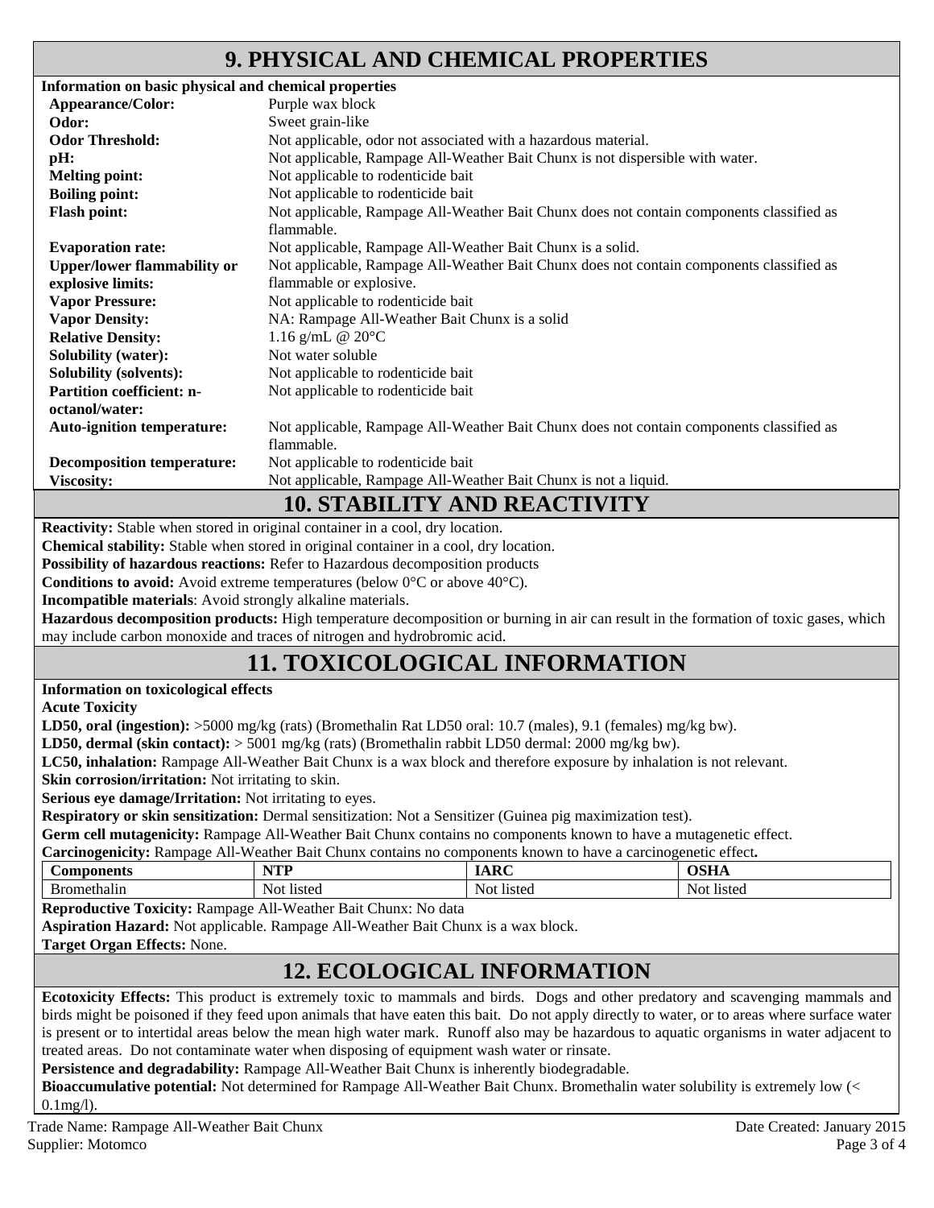## 9. PHYSICAL AND CHEMICAL PROPERTIES

**Information on basic physical and chemical properties**

| | |
|---|---|
| **Appearance/Color:** | Purple wax block |
| **Odor:** | Sweet grain-like |
| **Odor Threshold:** | Not applicable, odor not associated with a hazardous material. |
| **pH:** | Not applicable, Rampage All-Weather Bait Chunx is not dispersible with water. |
| **Melting point:** | Not applicable to rodenticide bait |
| **Boiling point:** | Not applicable to rodenticide bait |
| **Flash point:** | Not applicable, Rampage All-Weather Bait Chunx does not contain components classified as flammable. |
| **Evaporation rate:** | Not applicable, Rampage All-Weather Bait Chunx is a solid. |
| **Upper/lower flammability or explosive limits:** | Not applicable, Rampage All-Weather Bait Chunx does not contain components classified as flammable or explosive. |
| **Vapor Pressure:** | Not applicable to rodenticide bait |
| **Vapor Density:** | NA: Rampage All-Weather Bait Chunx is a solid |
| **Relative Density:** | 1.16 g/mL @ 20°C |
| **Solubility (water):** | Not water soluble |
| **Solubility (solvents):** | Not applicable to rodenticide bait |
| **Partition coefficient: n-octanol/water:** | Not applicable to rodenticide bait |
| **Auto-ignition temperature:** | Not applicable, Rampage All-Weather Bait Chunx does not contain components classified as flammable. |
| **Decomposition temperature:** | Not applicable to rodenticide bait |
| **Viscosity:** | Not applicable, Rampage All-Weather Bait Chunx is not a liquid. |

## 10. STABILITY AND REACTIVITY

**Reactivity:** Stable when stored in original container in a cool, dry location.

**Chemical stability:** Stable when stored in original container in a cool, dry location.

**Possibility of hazardous reactions:** Refer to Hazardous decomposition products

**Conditions to avoid:** Avoid extreme temperatures (below 0°C or above 40°C).

**Incompatible materials**: Avoid strongly alkaline materials.

**Hazardous decomposition products:** High temperature decomposition or burning in air can result in the formation of toxic gases, which may include carbon monoxide and traces of nitrogen and hydrobromic acid.

## 11. TOXICOLOGICAL INFORMATION

**Information on toxicological effects**

**Acute Toxicity**

**LD50, oral (ingestion):** >5000 mg/kg (rats) (Bromethalin Rat LD50 oral: 10.7 (males), 9.1 (females) mg/kg bw).

**LD50, dermal (skin contact):** > 5001 mg/kg (rats) (Bromethalin rabbit LD50 dermal: 2000 mg/kg bw).

**LC50, inhalation:** Rampage All-Weather Bait Chunx is a wax block and therefore exposure by inhalation is not relevant.

**Skin corrosion/irritation:** Not irritating to skin.

**Serious eye damage/Irritation:** Not irritating to eyes.

**Respiratory or skin sensitization:** Dermal sensitization: Not a Sensitizer (Guinea pig maximization test).

**Germ cell mutagenicity:** Rampage All-Weather Bait Chunx contains no components known to have a mutagenetic effect.

**Carcinogenicity:** Rampage All-Weather Bait Chunx contains no components known to have a carcinogenetic effect**.**

| Components | NTP | IARC | OSHA |
|---|---|---|---|
| Bromethalin | Not listed | Not listed | Not listed |

**Reproductive Toxicity:** Rampage All-Weather Bait Chunx: No data

**Aspiration Hazard:** Not applicable. Rampage All-Weather Bait Chunx is a wax block.

**Target Organ Effects:** None.

## 12. ECOLOGICAL INFORMATION

**Ecotoxicity Effects:** This product is extremely toxic to mammals and birds. Dogs and other predatory and scavenging mammals and birds might be poisoned if they feed upon animals that have eaten this bait. Do not apply directly to water, or to areas where surface water is present or to intertidal areas below the mean high water mark. Runoff also may be hazardous to aquatic organisms in water adjacent to treated areas. Do not contaminate water when disposing of equipment wash water or rinsate.

**Persistence and degradability:** Rampage All-Weather Bait Chunx is inherently biodegradable.

**Bioaccumulative potential:** Not determined for Rampage All-Weather Bait Chunx. Bromethalin water solubility is extremely low (< 0.1mg/l).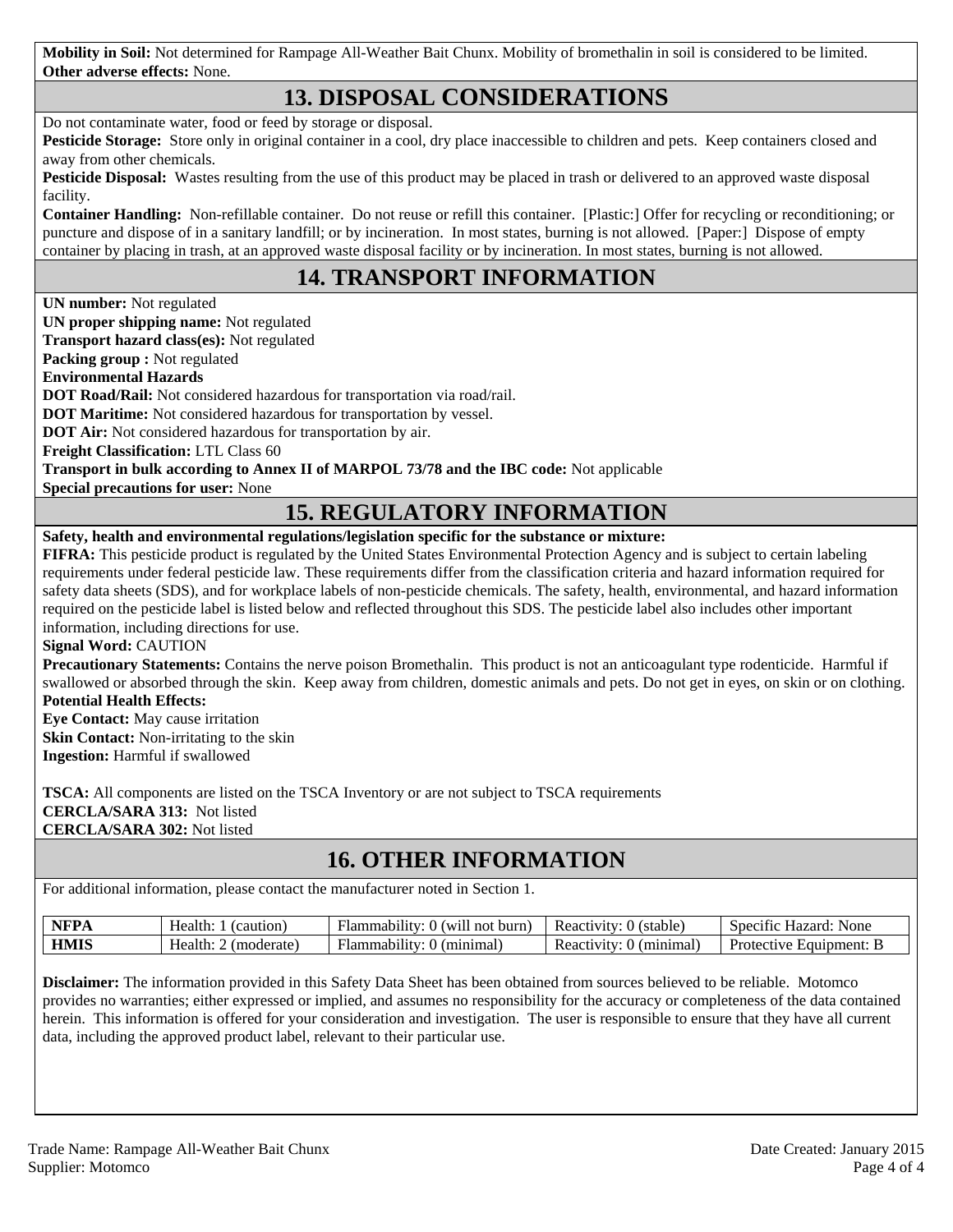**Mobility in Soil:** Not determined for Rampage All-Weather Bait Chunx. Mobility of bromethalin in soil is considered to be limited.
**Other adverse effects:** None.

## 13. DISPOSAL CONSIDERATIONS

Do not contaminate water, food or feed by storage or disposal.

**Pesticide Storage:** Store only in original container in a cool, dry place inaccessible to children and pets. Keep containers closed and away from other chemicals.

**Pesticide Disposal:** Wastes resulting from the use of this product may be placed in trash or delivered to an approved waste disposal facility.

**Container Handling:** Non-refillable container. Do not reuse or refill this container. [Plastic:] Offer for recycling or reconditioning; or puncture and dispose of in a sanitary landfill; or by incineration. In most states, burning is not allowed. [Paper:] Dispose of empty container by placing in trash, at an approved waste disposal facility or by incineration. In most states, burning is not allowed.

## 14. TRANSPORT INFORMATION

**UN number:** Not regulated
**UN proper shipping name:** Not regulated
**Transport hazard class(es):** Not regulated
**Packing group :** Not regulated
**Environmental Hazards**
**DOT Road/Rail:** Not considered hazardous for transportation via road/rail.
**DOT Maritime:** Not considered hazardous for transportation by vessel.
**DOT Air:** Not considered hazardous for transportation by air.
**Freight Classification:** LTL Class 60
**Transport in bulk according to Annex II of MARPOL 73/78 and the IBC code:** Not applicable
**Special precautions for user:** None

## 15. REGULATORY INFORMATION

**Safety, health and environmental regulations/legislation specific for the substance or mixture:**

**FIFRA:** This pesticide product is regulated by the United States Environmental Protection Agency and is subject to certain labeling requirements under federal pesticide law. These requirements differ from the classification criteria and hazard information required for safety data sheets (SDS), and for workplace labels of non-pesticide chemicals. The safety, health, environmental, and hazard information required on the pesticide label is listed below and reflected throughout this SDS. The pesticide label also includes other important information, including directions for use.

**Signal Word:** CAUTION

**Precautionary Statements:** Contains the nerve poison Bromethalin. This product is not an anticoagulant type rodenticide. Harmful if swallowed or absorbed through the skin. Keep away from children, domestic animals and pets. Do not get in eyes, on skin or on clothing.

**Potential Health Effects:**
**Eye Contact:** May cause irritation
**Skin Contact:** Non-irritating to the skin
**Ingestion:** Harmful if swallowed

**TSCA:** All components are listed on the TSCA Inventory or are not subject to TSCA requirements
**CERCLA/SARA 313:** Not listed
**CERCLA/SARA 302:** Not listed

## 16. OTHER INFORMATION

For additional information, please contact the manufacturer noted in Section 1.

| | | | | |
|---|---|---|---|---|
| **NFPA** | Health: 1 (caution) | Flammability: 0 (will not burn) | Reactivity: 0 (stable) | Specific Hazard: None |
| **HMIS** | Health: 2 (moderate) | Flammability: 0 (minimal) | Reactivity: 0 (minimal) | Protective Equipment: B |

**Disclaimer:** The information provided in this Safety Data Sheet has been obtained from sources believed to be reliable. Motomco provides no warranties; either expressed or implied, and assumes no responsibility for the accuracy or completeness of the data contained herein. This information is offered for your consideration and investigation. The user is responsible to ensure that they have all current data, including the approved product label, relevant to their particular use.